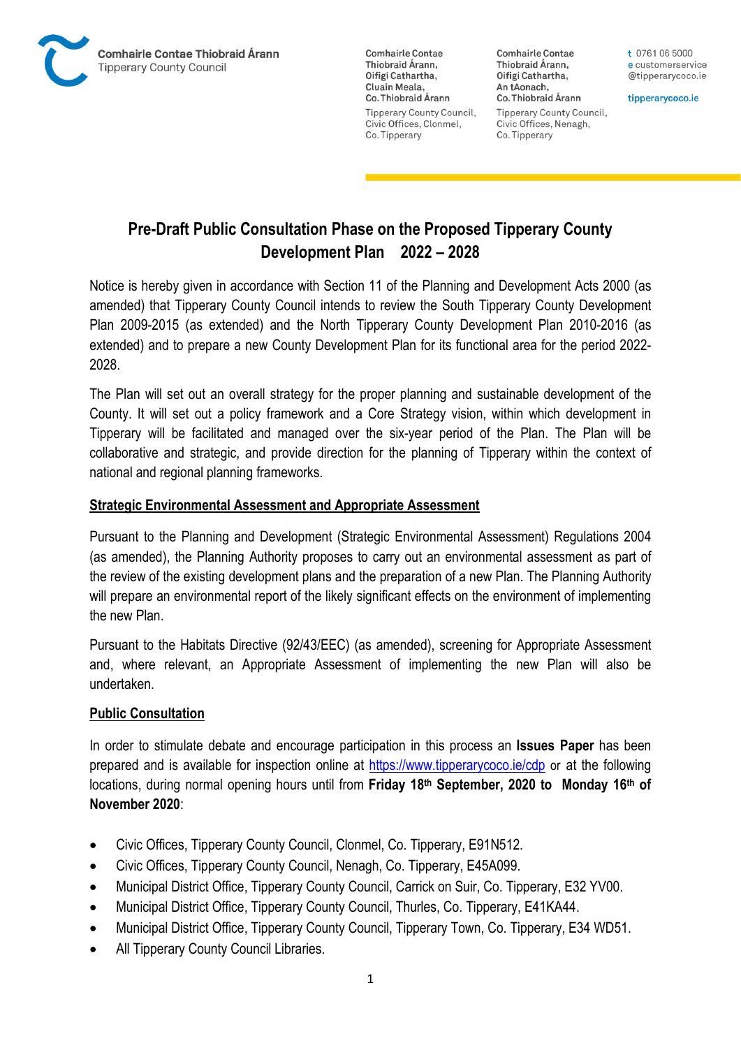Comhairle Contae Thiobraid Árann
Tipperary County Council

Comhairle Contae Thiobraid Árann, Oifigi Cathartha, Cluain Meala, Co. Thiobraid Árann

Tipperary County Council, Civic Offices, Clonmel, Co. Tipperary

Comhairle Contae Thiobraid Árann, Oifigi Cathartha, An tAonach, Co. Thiobraid Árann

Tipperary County Council, Civic Offices, Nenagh, Co. Tipperary

t 0761 06 5000
e customerservice @tipperarycoco.ie

tipperarycoco.ie

# Pre-Draft Public Consultation Phase on the Proposed Tipperary County Development Plan 2022 – 2028

Notice is hereby given in accordance with Section 11 of the Planning and Development Acts 2000 (as amended) that Tipperary County Council intends to review the South Tipperary County Development Plan 2009-2015 (as extended) and the North Tipperary County Development Plan 2010-2016 (as extended) and to prepare a new County Development Plan for its functional area for the period 2022-2028.

The Plan will set out an overall strategy for the proper planning and sustainable development of the County. It will set out a policy framework and a Core Strategy vision, within which development in Tipperary will be facilitated and managed over the six-year period of the Plan. The Plan will be collaborative and strategic, and provide direction for the planning of Tipperary within the context of national and regional planning frameworks.

## Strategic Environmental Assessment and Appropriate Assessment

Pursuant to the Planning and Development (Strategic Environmental Assessment) Regulations 2004 (as amended), the Planning Authority proposes to carry out an environmental assessment as part of the review of the existing development plans and the preparation of a new Plan. The Planning Authority will prepare an environmental report of the likely significant effects on the environment of implementing the new Plan.

Pursuant to the Habitats Directive (92/43/EEC) (as amended), screening for Appropriate Assessment and, where relevant, an Appropriate Assessment of implementing the new Plan will also be undertaken.

## Public Consultation

In order to stimulate debate and encourage participation in this process an **Issues Paper** has been prepared and is available for inspection online at https://www.tipperarycoco.ie/cdp or at the following locations, during normal opening hours until from **Friday 18th September, 2020 to Monday 16th of November 2020**:

- Civic Offices, Tipperary County Council, Clonmel, Co. Tipperary, E91N512.
- Civic Offices, Tipperary County Council, Nenagh, Co. Tipperary, E45A099.
- Municipal District Office, Tipperary County Council, Carrick on Suir, Co. Tipperary, E32 YV00.
- Municipal District Office, Tipperary County Council, Thurles, Co. Tipperary, E41KA44.
- Municipal District Office, Tipperary County Council, Tipperary Town, Co. Tipperary, E34 WD51.
- All Tipperary County Council Libraries.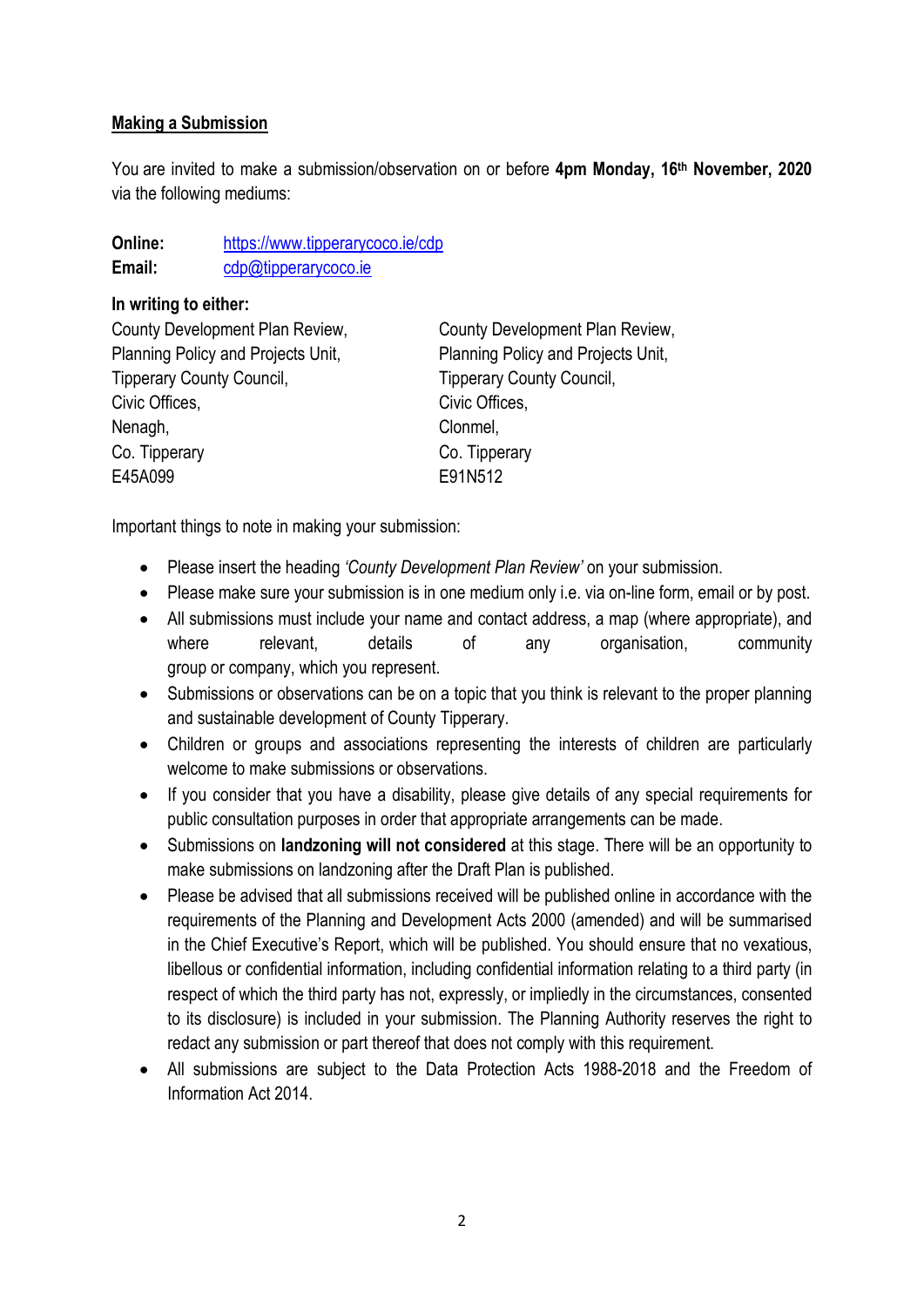**Making a Submission**

You are invited to make a submission/observation on or before **4pm Monday, 16th November, 2020** via the following mediums:

**Online:** https://www.tipperarycoco.ie/cdp
**Email:** cdp@tipperarycoco.ie

**In writing to either:**

County Development Plan Review,
Planning Policy and Projects Unit,
Tipperary County Council,
Civic Offices,
Nenagh,
Co. Tipperary
E45A099

County Development Plan Review,
Planning Policy and Projects Unit,
Tipperary County Council,
Civic Offices,
Clonmel,
Co. Tipperary
E91N512

Important things to note in making your submission:

- Please insert the heading *'County Development Plan Review'* on your submission.
- Please make sure your submission is in one medium only i.e. via on-line form, email or by post.
- All submissions must include your name and contact address, a map (where appropriate), and where relevant, details of any organisation, community group or company, which you represent.
- Submissions or observations can be on a topic that you think is relevant to the proper planning and sustainable development of County Tipperary.
- Children or groups and associations representing the interests of children are particularly welcome to make submissions or observations.
- If you consider that you have a disability, please give details of any special requirements for public consultation purposes in order that appropriate arrangements can be made.
- Submissions on **landzoning will not considered** at this stage. There will be an opportunity to make submissions on landzoning after the Draft Plan is published.
- Please be advised that all submissions received will be published online in accordance with the requirements of the Planning and Development Acts 2000 (amended) and will be summarised in the Chief Executive's Report, which will be published. You should ensure that no vexatious, libellous or confidential information, including confidential information relating to a third party (in respect of which the third party has not, expressly, or impliedly in the circumstances, consented to its disclosure) is included in your submission. The Planning Authority reserves the right to redact any submission or part thereof that does not comply with this requirement.
- All submissions are subject to the Data Protection Acts 1988-2018 and the Freedom of Information Act 2014.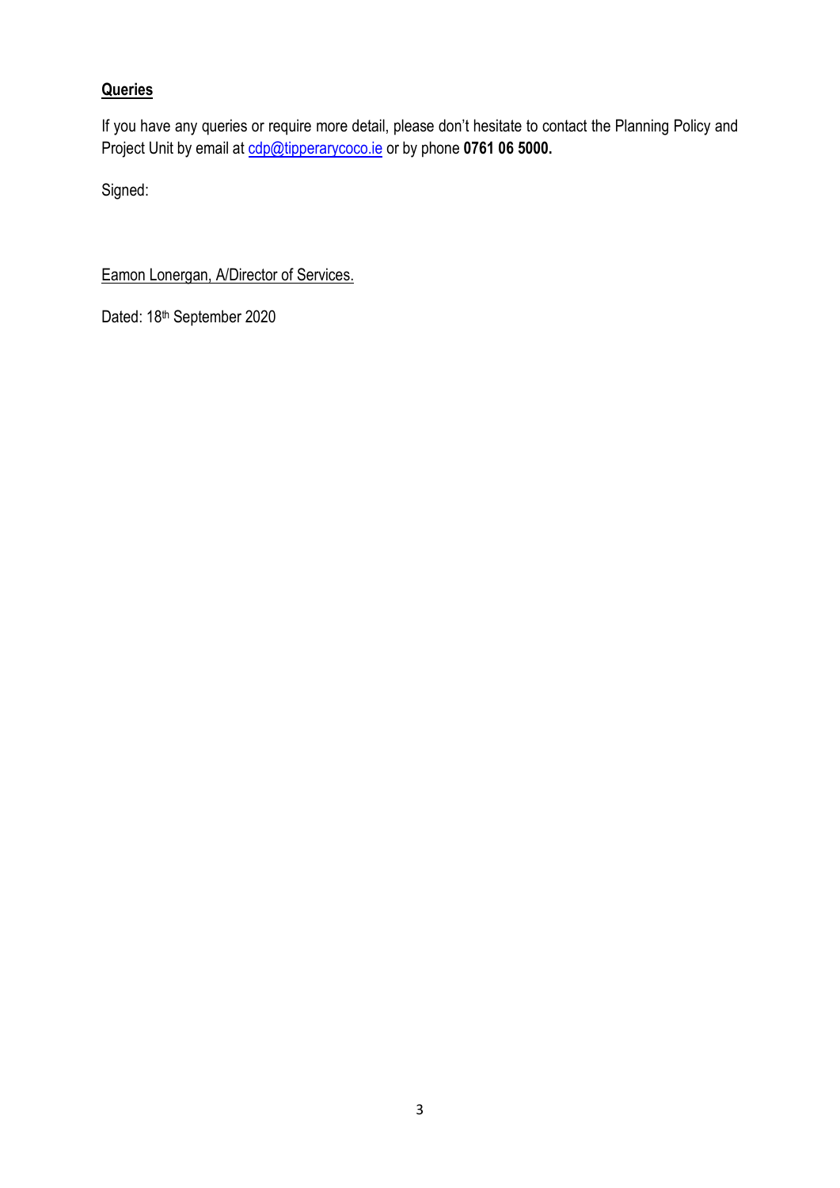**Queries**

If you have any queries or require more detail, please don't hesitate to contact the Planning Policy and Project Unit by email at cdp@tipperarycoco.ie or by phone **0761 06 5000.**

Signed:

Eamon Lonergan, A/Director of Services.

Dated: 18th September 2020